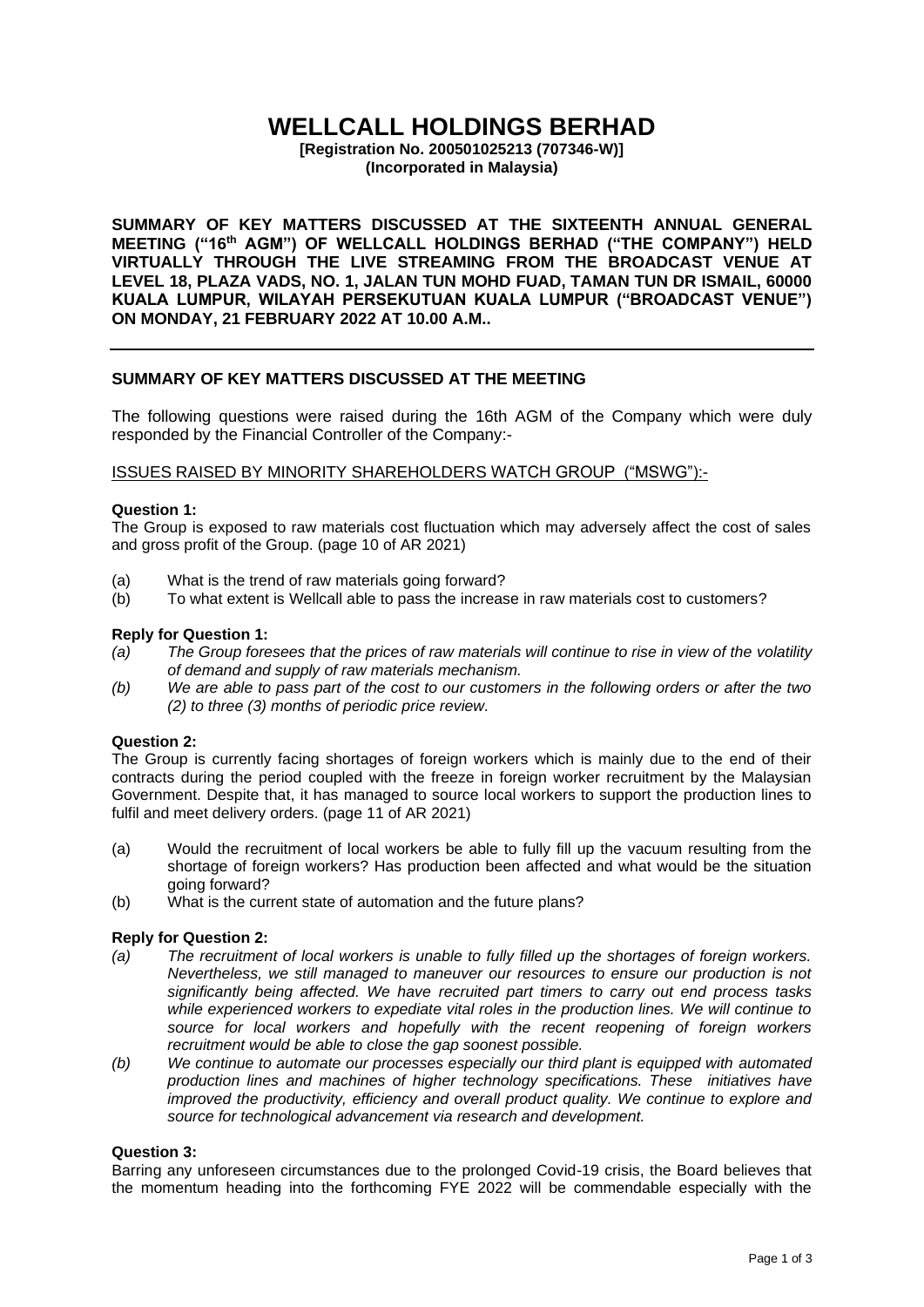# WELLCALL HOLDINGS BERHAD

**[Registration No. 200501025213 (707346-W)]**
**(Incorporated in Malaysia)**

**SUMMARY OF KEY MATTERS DISCUSSED AT THE SIXTEENTH ANNUAL GENERAL MEETING ("16th AGM") OF WELLCALL HOLDINGS BERHAD ("THE COMPANY") HELD VIRTUALLY THROUGH THE LIVE STREAMING FROM THE BROADCAST VENUE AT LEVEL 18, PLAZA VADS, NO. 1, JALAN TUN MOHD FUAD, TAMAN TUN DR ISMAIL, 60000 KUALA LUMPUR, WILAYAH PERSEKUTUAN KUALA LUMPUR ("BROADCAST VENUE") ON MONDAY, 21 FEBRUARY 2022 AT 10.00 A.M..**

---

## SUMMARY OF KEY MATTERS DISCUSSED AT THE MEETING

The following questions were raised during the 16th AGM of the Company which were duly responded by the Financial Controller of the Company:-

ISSUES RAISED BY MINORITY SHAREHOLDERS WATCH GROUP ("MSWG"):-

**Question 1:**
The Group is exposed to raw materials cost fluctuation which may adversely affect the cost of sales and gross profit of the Group. (page 10 of AR 2021)

(a) What is the trend of raw materials going forward?
(b) To what extent is Wellcall able to pass the increase in raw materials cost to customers?

**Reply for Question 1:**
*(a) The Group foresees that the prices of raw materials will continue to rise in view of the volatility of demand and supply of raw materials mechanism.*
*(b) We are able to pass part of the cost to our customers in the following orders or after the two (2) to three (3) months of periodic price review.*

**Question 2:**
The Group is currently facing shortages of foreign workers which is mainly due to the end of their contracts during the period coupled with the freeze in foreign worker recruitment by the Malaysian Government. Despite that, it has managed to source local workers to support the production lines to fulfil and meet delivery orders. (page 11 of AR 2021)

(a) Would the recruitment of local workers be able to fully fill up the vacuum resulting from the shortage of foreign workers? Has production been affected and what would be the situation going forward?
(b) What is the current state of automation and the future plans?

**Reply for Question 2:**
*(a) The recruitment of local workers is unable to fully filled up the shortages of foreign workers. Nevertheless, we still managed to maneuver our resources to ensure our production is not significantly being affected. We have recruited part timers to carry out end process tasks while experienced workers to expediate vital roles in the production lines. We will continue to source for local workers and hopefully with the recent reopening of foreign workers recruitment would be able to close the gap soonest possible.*
*(b) We continue to automate our processes especially our third plant is equipped with automated production lines and machines of higher technology specifications. These initiatives have improved the productivity, efficiency and overall product quality. We continue to explore and source for technological advancement via research and development.*

**Question 3:**
Barring any unforeseen circumstances due to the prolonged Covid-19 crisis, the Board believes that the momentum heading into the forthcoming FYE 2022 will be commendable especially with the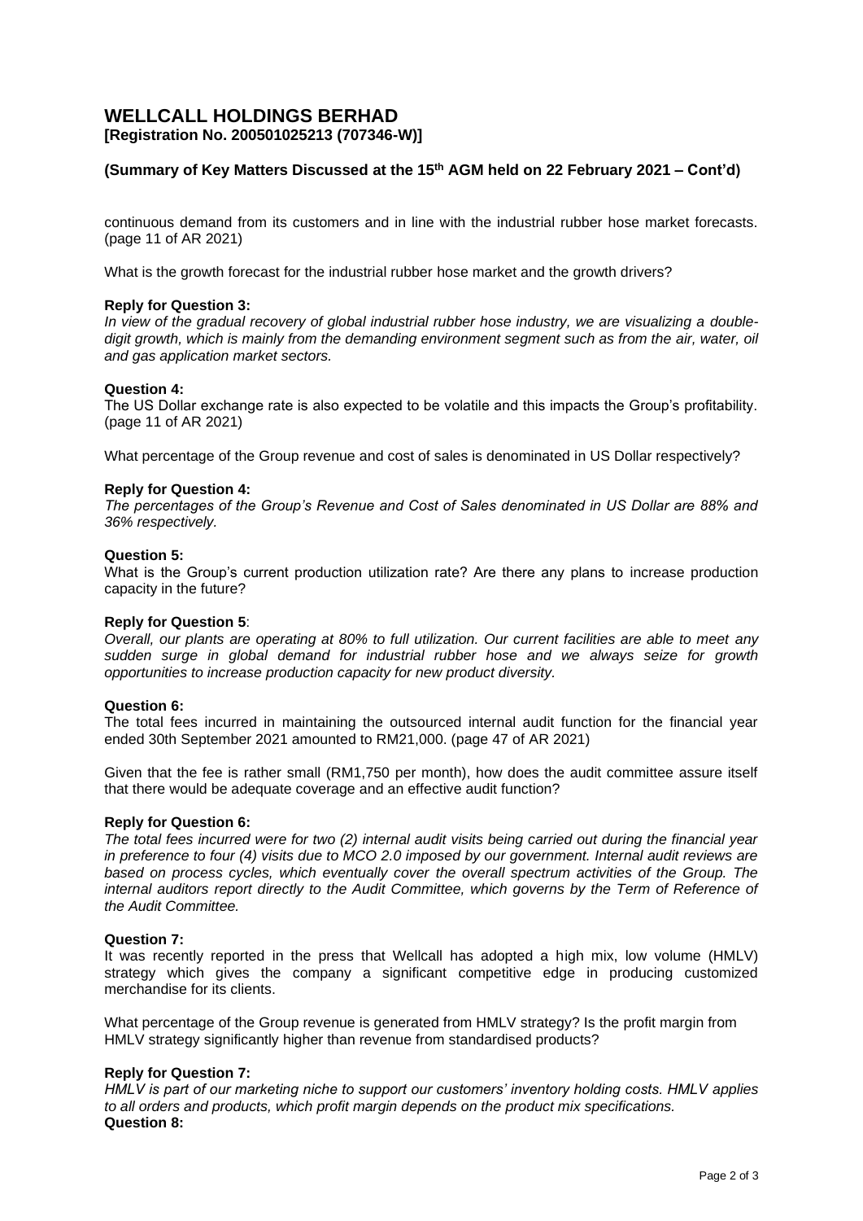# WELLCALL HOLDINGS BERHAD
**[Registration No. 200501025213 (707346-W)]**

**(Summary of Key Matters Discussed at the 15th AGM held on 22 February 2021 – Cont'd)**

continuous demand from its customers and in line with the industrial rubber hose market forecasts. (page 11 of AR 2021)

What is the growth forecast for the industrial rubber hose market and the growth drivers?

**Reply for Question 3:**

*In view of the gradual recovery of global industrial rubber hose industry, we are visualizing a double-digit growth, which is mainly from the demanding environment segment such as from the air, water, oil and gas application market sectors.*

**Question 4:**

The US Dollar exchange rate is also expected to be volatile and this impacts the Group's profitability. (page 11 of AR 2021)

What percentage of the Group revenue and cost of sales is denominated in US Dollar respectively?

**Reply for Question 4:**

*The percentages of the Group's Revenue and Cost of Sales denominated in US Dollar are 88% and 36% respectively.*

**Question 5:**

What is the Group's current production utilization rate? Are there any plans to increase production capacity in the future?

**Reply for Question 5**:

*Overall, our plants are operating at 80% to full utilization. Our current facilities are able to meet any sudden surge in global demand for industrial rubber hose and we always seize for growth opportunities to increase production capacity for new product diversity.*

**Question 6:**

The total fees incurred in maintaining the outsourced internal audit function for the financial year ended 30th September 2021 amounted to RM21,000. (page 47 of AR 2021)

Given that the fee is rather small (RM1,750 per month), how does the audit committee assure itself that there would be adequate coverage and an effective audit function?

**Reply for Question 6:**

*The total fees incurred were for two (2) internal audit visits being carried out during the financial year in preference to four (4) visits due to MCO 2.0 imposed by our government. Internal audit reviews are based on process cycles, which eventually cover the overall spectrum activities of the Group. The internal auditors report directly to the Audit Committee, which governs by the Term of Reference of the Audit Committee.*

**Question 7:**

It was recently reported in the press that Wellcall has adopted a high mix, low volume (HMLV) strategy which gives the company a significant competitive edge in producing customized merchandise for its clients.

What percentage of the Group revenue is generated from HMLV strategy? Is the profit margin from HMLV strategy significantly higher than revenue from standardised products?

**Reply for Question 7:**

*HMLV is part of our marketing niche to support our customers' inventory holding costs. HMLV applies to all orders and products, which profit margin depends on the product mix specifications.*

**Question 8:**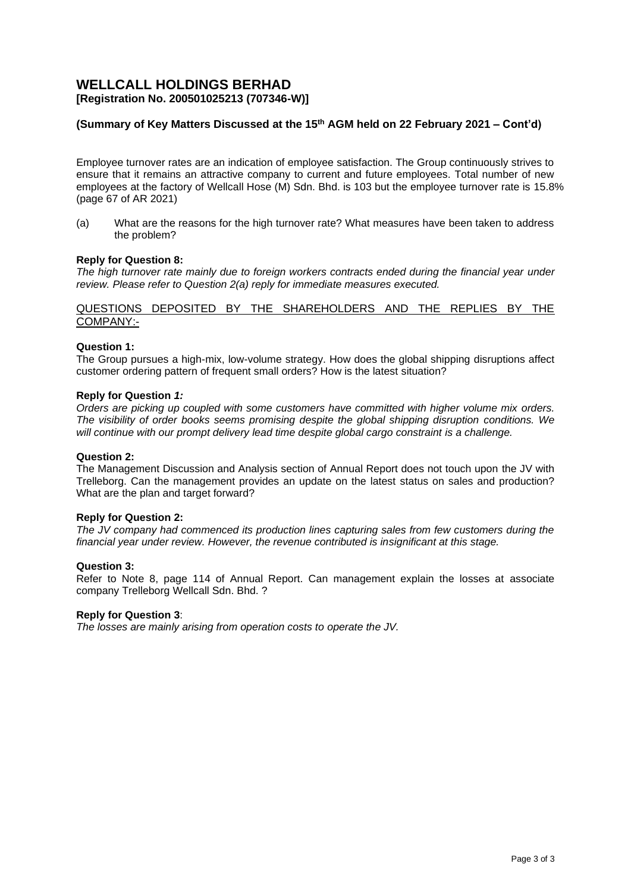# WELLCALL HOLDINGS BERHAD
**[Registration No. 200501025213 (707346-W)]**

**(Summary of Key Matters Discussed at the 15th AGM held on 22 February 2021 – Cont'd)**

Employee turnover rates are an indication of employee satisfaction. The Group continuously strives to ensure that it remains an attractive company to current and future employees. Total number of new employees at the factory of Wellcall Hose (M) Sdn. Bhd. is 103 but the employee turnover rate is 15.8% (page 67 of AR 2021)

(a) What are the reasons for the high turnover rate? What measures have been taken to address the problem?

**Reply for Question 8:**
*The high turnover rate mainly due to foreign workers contracts ended during the financial year under review. Please refer to Question 2(a) reply for immediate measures executed.*

QUESTIONS DEPOSITED BY THE SHAREHOLDERS AND THE REPLIES BY THE COMPANY:-

**Question 1:**
The Group pursues a high-mix, low-volume strategy. How does the global shipping disruptions affect customer ordering pattern of frequent small orders? How is the latest situation?

**Reply for Question *1:***
*Orders are picking up coupled with some customers have committed with higher volume mix orders. The visibility of order books seems promising despite the global shipping disruption conditions. We will continue with our prompt delivery lead time despite global cargo constraint is a challenge.*

**Question 2:**
The Management Discussion and Analysis section of Annual Report does not touch upon the JV with Trelleborg. Can the management provides an update on the latest status on sales and production? What are the plan and target forward?

**Reply for Question 2:**
*The JV company had commenced its production lines capturing sales from few customers during the financial year under review. However, the revenue contributed is insignificant at this stage.*

**Question 3:**
Refer to Note 8, page 114 of Annual Report. Can management explain the losses at associate company Trelleborg Wellcall Sdn. Bhd. ?

**Reply for Question 3**:
*The losses are mainly arising from operation costs to operate the JV.*